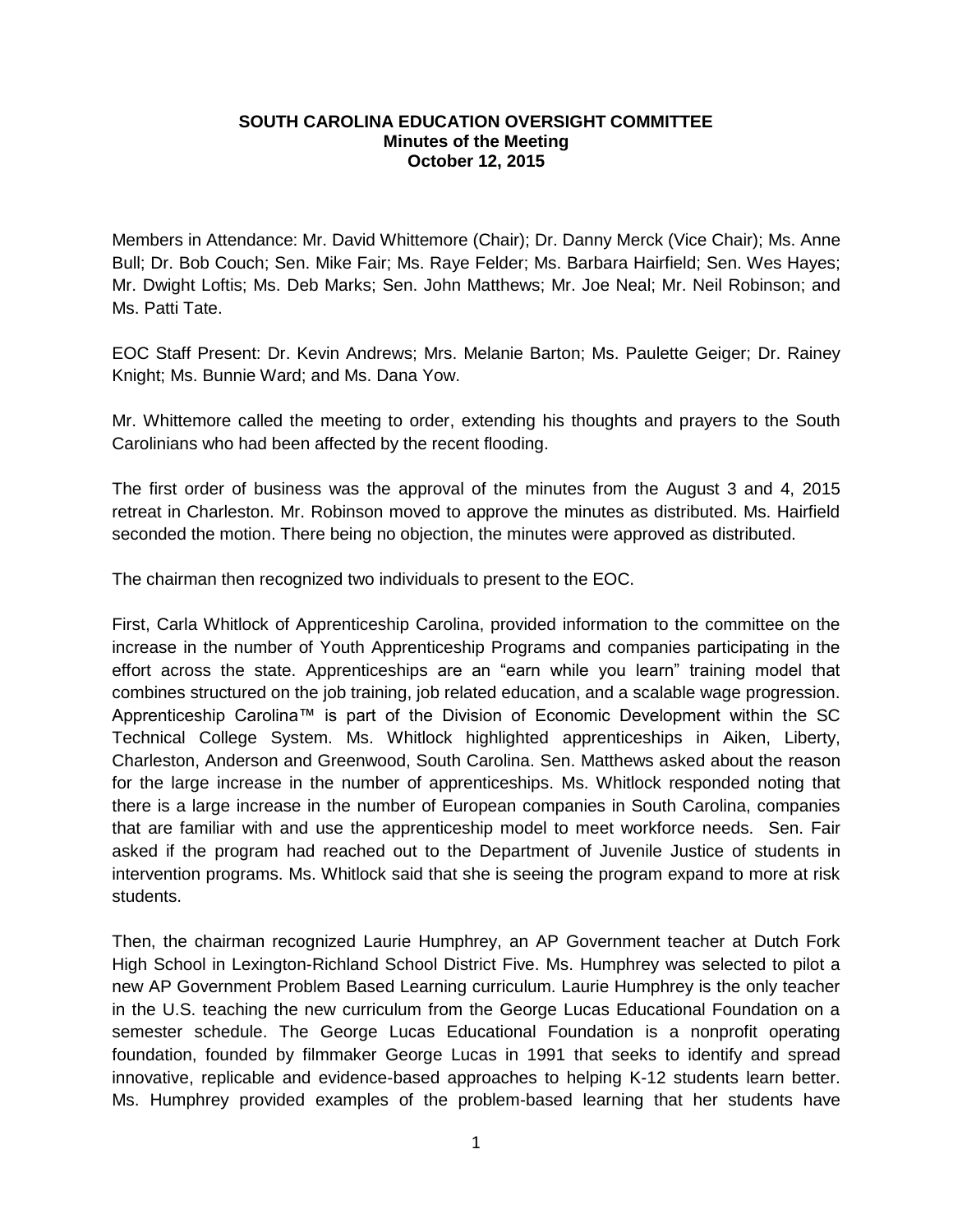**SOUTH CAROLINA EDUCATION OVERSIGHT COMMITTEE**
**Minutes of the Meeting**
**October 12, 2015**

Members in Attendance: Mr. David Whittemore (Chair); Dr. Danny Merck (Vice Chair); Ms. Anne Bull; Dr. Bob Couch; Sen. Mike Fair; Ms. Raye Felder; Ms. Barbara Hairfield; Sen. Wes Hayes; Mr. Dwight Loftis; Ms. Deb Marks; Sen. John Matthews; Mr. Joe Neal; Mr. Neil Robinson; and Ms. Patti Tate.

EOC Staff Present: Dr. Kevin Andrews; Mrs. Melanie Barton; Ms. Paulette Geiger; Dr. Rainey Knight; Ms. Bunnie Ward; and Ms. Dana Yow.

Mr. Whittemore called the meeting to order, extending his thoughts and prayers to the South Carolinians who had been affected by the recent flooding.

The first order of business was the approval of the minutes from the August 3 and 4, 2015 retreat in Charleston. Mr. Robinson moved to approve the minutes as distributed. Ms. Hairfield seconded the motion. There being no objection, the minutes were approved as distributed.

The chairman then recognized two individuals to present to the EOC.

First, Carla Whitlock of Apprenticeship Carolina, provided information to the committee on the increase in the number of Youth Apprenticeship Programs and companies participating in the effort across the state. Apprenticeships are an "earn while you learn" training model that combines structured on the job training, job related education, and a scalable wage progression. Apprenticeship Carolina™ is part of the Division of Economic Development within the SC Technical College System. Ms. Whitlock highlighted apprenticeships in Aiken, Liberty, Charleston, Anderson and Greenwood, South Carolina. Sen. Matthews asked about the reason for the large increase in the number of apprenticeships. Ms. Whitlock responded noting that there is a large increase in the number of European companies in South Carolina, companies that are familiar with and use the apprenticeship model to meet workforce needs. Sen. Fair asked if the program had reached out to the Department of Juvenile Justice of students in intervention programs. Ms. Whitlock said that she is seeing the program expand to more at risk students.

Then, the chairman recognized Laurie Humphrey, an AP Government teacher at Dutch Fork High School in Lexington-Richland School District Five. Ms. Humphrey was selected to pilot a new AP Government Problem Based Learning curriculum. Laurie Humphrey is the only teacher in the U.S. teaching the new curriculum from the George Lucas Educational Foundation on a semester schedule. The George Lucas Educational Foundation is a nonprofit operating foundation, founded by filmmaker George Lucas in 1991 that seeks to identify and spread innovative, replicable and evidence-based approaches to helping K-12 students learn better. Ms. Humphrey provided examples of the problem-based learning that her students have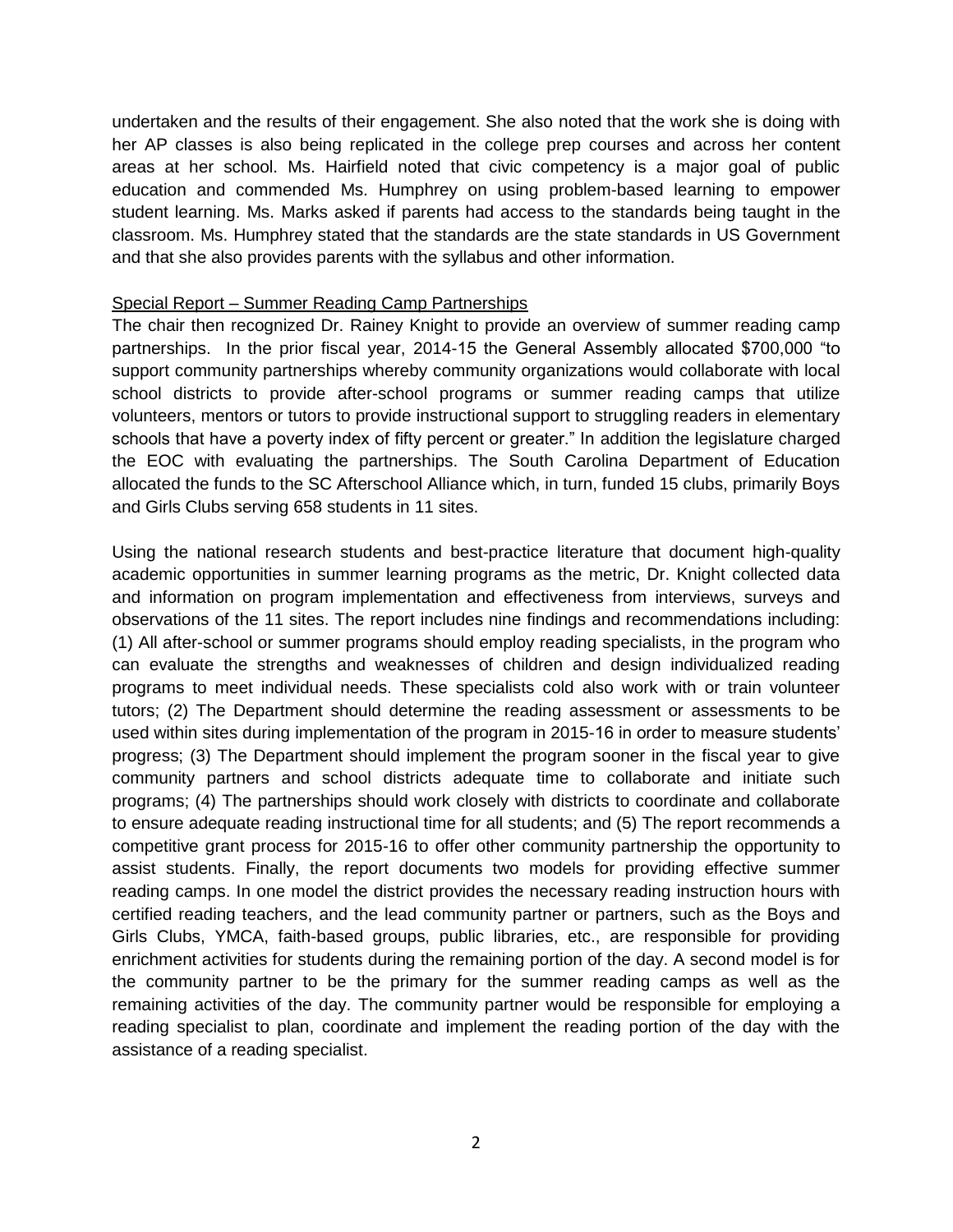undertaken and the results of their engagement. She also noted that the work she is doing with her AP classes is also being replicated in the college prep courses and across her content areas at her school. Ms. Hairfield noted that civic competency is a major goal of public education and commended Ms. Humphrey on using problem-based learning to empower student learning. Ms. Marks asked if parents had access to the standards being taught in the classroom. Ms. Humphrey stated that the standards are the state standards in US Government and that she also provides parents with the syllabus and other information.

<u>Special Report – Summer Reading Camp Partnerships</u>

The chair then recognized Dr. Rainey Knight to provide an overview of summer reading camp partnerships. In the prior fiscal year, 2014-15 the General Assembly allocated $700,000 "to support community partnerships whereby community organizations would collaborate with local school districts to provide after-school programs or summer reading camps that utilize volunteers, mentors or tutors to provide instructional support to struggling readers in elementary schools that have a poverty index of fifty percent or greater." In addition the legislature charged the EOC with evaluating the partnerships. The South Carolina Department of Education allocated the funds to the SC Afterschool Alliance which, in turn, funded 15 clubs, primarily Boys and Girls Clubs serving 658 students in 11 sites.

Using the national research students and best-practice literature that document high-quality academic opportunities in summer learning programs as the metric, Dr. Knight collected data and information on program implementation and effectiveness from interviews, surveys and observations of the 11 sites. The report includes nine findings and recommendations including: (1) All after-school or summer programs should employ reading specialists, in the program who can evaluate the strengths and weaknesses of children and design individualized reading programs to meet individual needs. These specialists cold also work with or train volunteer tutors; (2) The Department should determine the reading assessment or assessments to be used within sites during implementation of the program in 2015-16 in order to measure students' progress; (3) The Department should implement the program sooner in the fiscal year to give community partners and school districts adequate time to collaborate and initiate such programs; (4) The partnerships should work closely with districts to coordinate and collaborate to ensure adequate reading instructional time for all students; and (5) The report recommends a competitive grant process for 2015-16 to offer other community partnership the opportunity to assist students. Finally, the report documents two models for providing effective summer reading camps. In one model the district provides the necessary reading instruction hours with certified reading teachers, and the lead community partner or partners, such as the Boys and Girls Clubs, YMCA, faith-based groups, public libraries, etc., are responsible for providing enrichment activities for students during the remaining portion of the day. A second model is for the community partner to be the primary for the summer reading camps as well as the remaining activities of the day. The community partner would be responsible for employing a reading specialist to plan, coordinate and implement the reading portion of the day with the assistance of a reading specialist.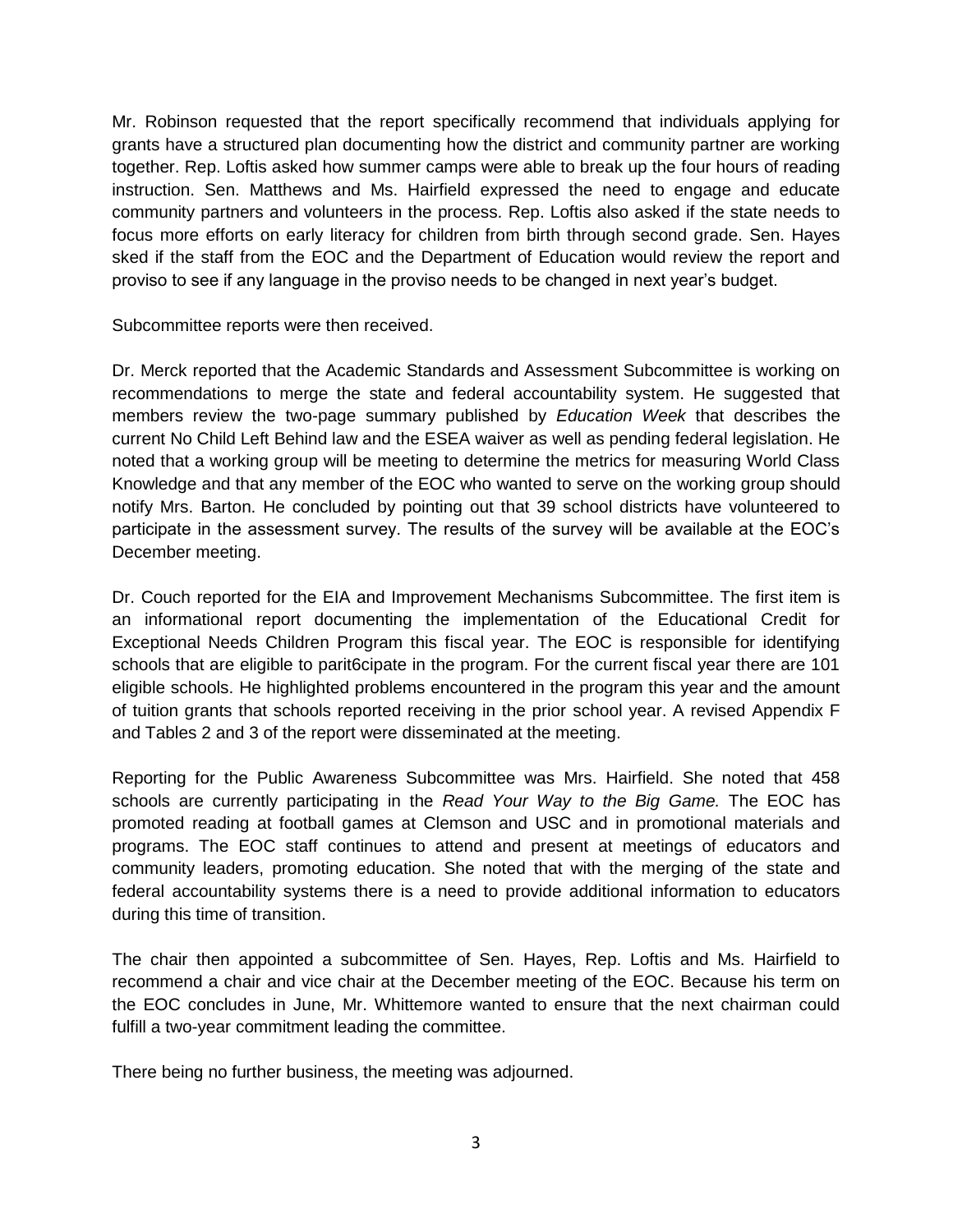Mr. Robinson requested that the report specifically recommend that individuals applying for grants have a structured plan documenting how the district and community partner are working together. Rep. Loftis asked how summer camps were able to break up the four hours of reading instruction. Sen. Matthews and Ms. Hairfield expressed the need to engage and educate community partners and volunteers in the process. Rep. Loftis also asked if the state needs to focus more efforts on early literacy for children from birth through second grade. Sen. Hayes sked if the staff from the EOC and the Department of Education would review the report and proviso to see if any language in the proviso needs to be changed in next year's budget.

Subcommittee reports were then received.

Dr. Merck reported that the Academic Standards and Assessment Subcommittee is working on recommendations to merge the state and federal accountability system. He suggested that members review the two-page summary published by *Education Week* that describes the current No Child Left Behind law and the ESEA waiver as well as pending federal legislation. He noted that a working group will be meeting to determine the metrics for measuring World Class Knowledge and that any member of the EOC who wanted to serve on the working group should notify Mrs. Barton. He concluded by pointing out that 39 school districts have volunteered to participate in the assessment survey. The results of the survey will be available at the EOC's December meeting.

Dr. Couch reported for the EIA and Improvement Mechanisms Subcommittee. The first item is an informational report documenting the implementation of the Educational Credit for Exceptional Needs Children Program this fiscal year. The EOC is responsible for identifying schools that are eligible to parit6cipate in the program. For the current fiscal year there are 101 eligible schools. He highlighted problems encountered in the program this year and the amount of tuition grants that schools reported receiving in the prior school year. A revised Appendix F and Tables 2 and 3 of the report were disseminated at the meeting.

Reporting for the Public Awareness Subcommittee was Mrs. Hairfield. She noted that 458 schools are currently participating in the *Read Your Way to the Big Game.* The EOC has promoted reading at football games at Clemson and USC and in promotional materials and programs. The EOC staff continues to attend and present at meetings of educators and community leaders, promoting education. She noted that with the merging of the state and federal accountability systems there is a need to provide additional information to educators during this time of transition.

The chair then appointed a subcommittee of Sen. Hayes, Rep. Loftis and Ms. Hairfield to recommend a chair and vice chair at the December meeting of the EOC. Because his term on the EOC concludes in June, Mr. Whittemore wanted to ensure that the next chairman could fulfill a two-year commitment leading the committee.

There being no further business, the meeting was adjourned.